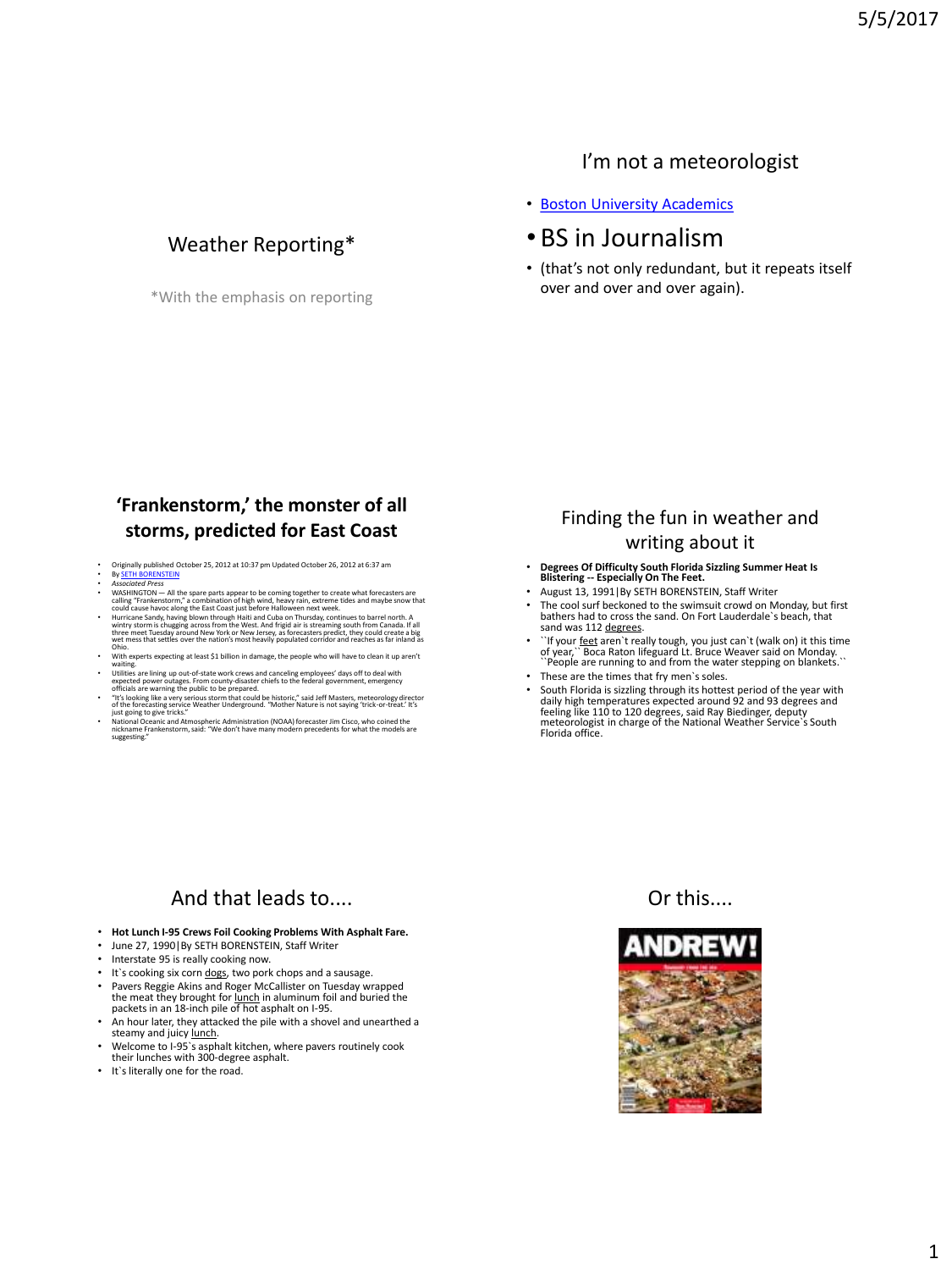## Weather Reporting*

*With the emphasis on reporting

## I'm not a meteorologist

- Boston University Academics
- BS in Journalism
- (that's not only redundant, but it repeats itself over and over and over again).

## 'Frankenstorm,' the monster of all storms, predicted for East Coast

- Originally published October 25, 2012 at 10:37 pm Updated October 26, 2012 at 6:37 am
- By SETH BORENSTEIN
- *Associated Press*
- WASHINGTON — All the spare parts appear to be coming together to create what forecasters are calling "Frankenstorm," a combination of high wind, heavy rain, extreme tides and maybe snow that could cause havoc along the East Coast just before Halloween next week.
- Hurricane Sandy, having blown through Haiti and Cuba on Thursday, continues to barrel north. A wintry storm is chugging across from the West. And frigid air is streaming south from Canada. If all three meet Tuesday around New York or New Jersey, as forecasters predict, they could create a big wet mess that settles over the nation's most heavily populated corridor and reaches as far inland as Ohio.
- With experts expecting at least $1 billion in damage, the people who will have to clean it up aren't waiting.
- Utilities are lining up out-of-state work crews and canceling employees' days off to deal with expected power outages. From county-disaster chiefs to the federal government, emergency officials are warning the public to be prepared.
- "It's looking like a very serious storm that could be historic," said Jeff Masters, meteorology director of the forecasting service Weather Underground. "Mother Nature is not saying 'trick-or-treat.' It's just going to give tricks."
- National Oceanic and Atmospheric Administration (NOAA) forecaster Jim Cisco, who coined the nickname Frankenstorm, said: "We don't have many modern precedents for what the models are suggesting."

## Finding the fun in weather and writing about it

- **Degrees Of Difficulty South Florida Sizzling Summer Heat Is Blistering -- Especially On The Feet.**
- August 13, 1991|By SETH BORENSTEIN, Staff Writer
- The cool surf beckoned to the swimsuit crowd on Monday, but first bathers had to cross the sand. On Fort Lauderdale`s beach, that sand was 112 degrees.
- ``If your feet aren`t really tough, you just can`t (walk on) it this time of year,`` Boca Raton lifeguard Lt. Bruce Weaver said on Monday. ``People are running to and from the water stepping on blankets.``
- These are the times that fry men`s soles.
- South Florida is sizzling through its hottest period of the year with daily high temperatures expected around 92 and 93 degrees and feeling like 110 to 120 degrees, said Ray Biedinger, deputy meteorologist in charge of the National Weather Service`s South Florida office.

## And that leads to....

- **Hot Lunch I-95 Crews Foil Cooking Problems With Asphalt Fare.**
- June 27, 1990|By SETH BORENSTEIN, Staff Writer
- Interstate 95 is really cooking now.
- It`s cooking six corn dogs, two pork chops and a sausage.
- Pavers Reggie Akins and Roger McCallister on Tuesday wrapped the meat they brought for lunch in aluminum foil and buried the packets in an 18-inch pile of hot asphalt on I-95.
- An hour later, they attacked the pile with a shovel and unearthed a steamy and juicy lunch.
- Welcome to I-95`s asphalt kitchen, where pavers routinely cook their lunches with 300-degree asphalt.
- It`s literally one for the road.

## Or this....

ANDREW!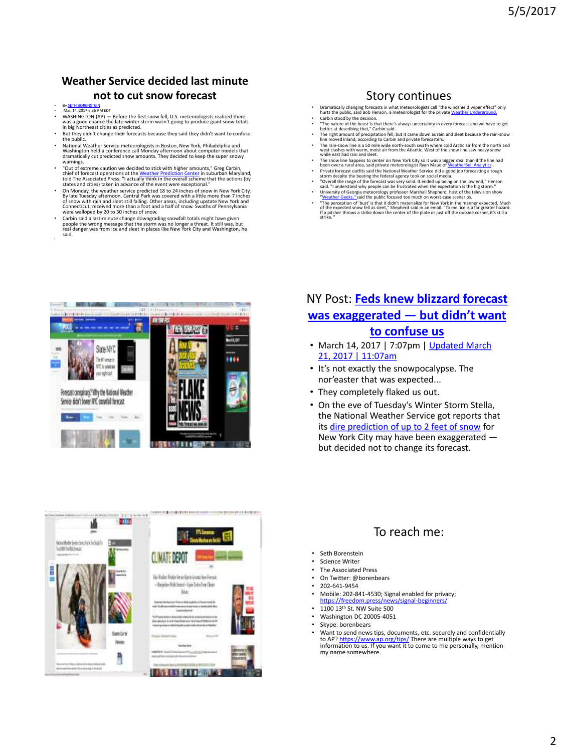# Weather Service decided last minute not to cut snow forecast

- By SETH BORENSTEIN
- Mar. 14, 2017 6:36 PM EDT
- WASHINGTON (AP) — Before the first snow fell, U.S. meteorologists realized there was a good chance the late-winter storm wasn't going to produce giant snow totals in big Northeast cities as predicted.
- But they didn't change their forecasts because they said they didn't want to confuse the public.
- National Weather Service meteorologists in Boston, New York, Philadelphia and Washington held a conference call Monday afternoon about computer models that dramatically cut predicted snow amounts. They decided to keep the super snowy warnings.
- "Out of extreme caution we decided to stick with higher amounts," Greg Carbin, chief of forecast operations at the Weather Prediction Center in suburban Maryland, told The Associated Press. "I actually think in the overall scheme that the actions (by states and cities) taken in advance of the event were exceptional."
- On Monday, the weather service predicted 18 to 24 inches of snow in New York City. By late Tuesday afternoon, Central Park was covered with a little more than 7 inches of snow with rain and sleet still falling. Other areas, including upstate New York and Connecticut, received more than a foot and a half of snow. Swaths of Pennsylvania were walloped by 20 to 30 inches of snow.
- Carbin said a last-minute change downgrading snowfall totals might have given people the wrong message that the storm was no longer a threat. It still was, but real danger was from ice and sleet in places like New York City and Washington, he said.

## Story continues

- Dramatically changing forecasts in what meteorologists call "the windshield wiper effect" only hurts the public, said Bob Henson, a meteorologist for the private Weather Underground.
- Carbin stood by the decision.
- "The nature of the beast is that there's always uncertainty in every forecast and we have to get better at describing that," Carbin said.
- The right amount of precipitation fell, but it came down as rain and sleet because the rain-snow line moved inland, according to Carbin and private forecasters.
- The rain-snow line is a 50 mile wide north-south swath where cold Arctic air from the north and west clashes with warm, moist air from the Atlantic. West of the snow line saw heavy snow while east had rain and sleet.
- The snow line happens to center on New York City so it was a bigger deal than if the line had been over a rural area, said private meteorologist Ryan Maue of WeatherBell Analytics.
- Private forecast outfits said the National Weather Service did a good job forecasting a tough storm despite the beating the federal agency took on social media.
- "Overall the range of the forecast was very solid. It ended up being on the low end," Henson said. "I understand why people can be frustrated when the expectation is the big storm."
- University of Georgia meteorology professor Marshall Shepherd, host of the television show "Weather Geeks," said the public focused too much on worst-case scenarios.
- "The perception of 'bust' is that it didn't materialize for New York in the manner expected. Much of the expected snow fell as sleet," Shepherd said in an email. "To me, ice is a far greater hazard. If a pitcher throws a strike down the center of the plate or just off the outside corner, it's still a strike."

## NY Post: Feds knew blizzard forecast was exaggerated — but didn't want to confuse us

- March 14, 2017 | 7:07pm | Updated March 21, 2017 | 11:07am
- It's not exactly the snowpocalypse. The nor'easter that was expected...
- They completely flaked us out.
- On the eve of Tuesday's Winter Storm Stella, the National Weather Service got reports that its dire prediction of up to 2 feet of snow for New York City may have been exaggerated — but decided not to change its forecast.

## To reach me:

- Seth Borenstein
- Science Writer
- The Associated Press
- On Twitter: @borenbears
- 202-641-9454
- Mobile: 202-841-4530; Signal enabled for privacy; https://freedom.press/news/signal-beginners/
- 1100 13th St. NW Suite 500
- Washington DC 20005-4051
- Skype: borenbears
- Want to send news tips, documents, etc. securely and confidentially to AP? https://www.ap.org/tips/ There are multiple ways to get information to us. If you want it to come to me personally, mention my name somewhere.